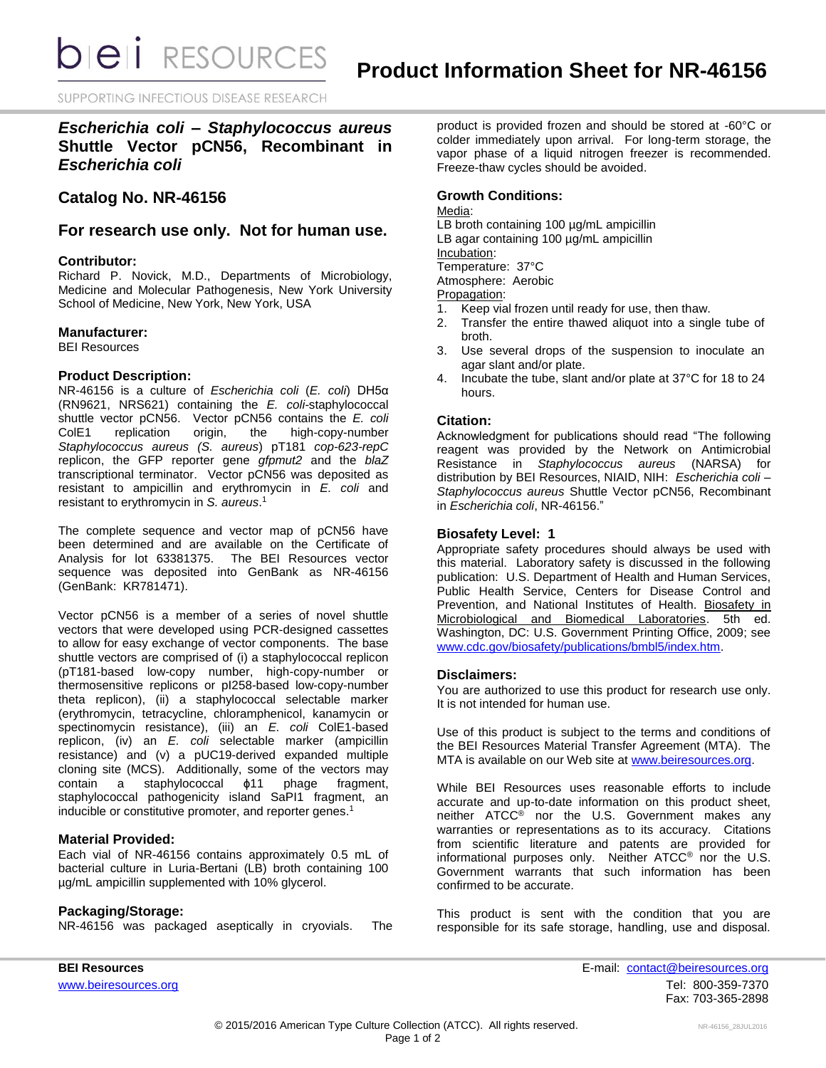# Product Information Sheet for NR-46156

## *Escherichia coli – Staphylococcus aureus* Shuttle Vector pCN56, Recombinant in *Escherichia coli*

## Catalog No. NR-46156

## For research use only. Not for human use.

### Contributor:

Richard P. Novick, M.D., Departments of Microbiology, Medicine and Molecular Pathogenesis, New York University School of Medicine, New York, New York, USA

### Manufacturer:

BEI Resources

### Product Description:

NR-46156 is a culture of *Escherichia coli* (*E. coli*) DH5α (RN9621, NRS621) containing the *E. coli*-staphylococcal shuttle vector pCN56. Vector pCN56 contains the *E. coli* ColE1 replication origin, the high-copy-number *Staphylococcus aureus* (*S. aureus*) pT181 *cop-623-repC* replicon, the GFP reporter gene *gfpmut2* and the *blaZ* transcriptional terminator. Vector pCN56 was deposited as resistant to ampicillin and erythromycin in *E. coli* and resistant to erythromycin in *S. aureus*.[1]

The complete sequence and vector map of pCN56 have been determined and are available on the Certificate of Analysis for lot 63381375. The BEI Resources vector sequence was deposited into GenBank as NR-46156 (GenBank: KR781471).

Vector pCN56 is a member of a series of novel shuttle vectors that were developed using PCR-designed cassettes to allow for easy exchange of vector components. The base shuttle vectors are comprised of (i) a staphylococcal replicon (pT181-based low-copy number, high-copy-number or thermosensitive replicons or pI258-based low-copy-number theta replicon), (ii) a staphylococcal selectable marker (erythromycin, tetracycline, chloramphenicol, kanamycin or spectinomycin resistance), (iii) an *E. coli* ColE1-based replicon, (iv) an *E. coli* selectable marker (ampicillin resistance) and (v) a pUC19-derived expanded multiple cloning site (MCS). Additionally, some of the vectors may contain a staphylococcal ϕ11 phage fragment, staphylococcal pathogenicity island SaPI1 fragment, an inducible or constitutive promoter, and reporter genes.[1]

### Material Provided:

Each vial of NR-46156 contains approximately 0.5 mL of bacterial culture in Luria-Bertani (LB) broth containing 100 µg/mL ampicillin supplemented with 10% glycerol.

### Packaging/Storage:

NR-46156 was packaged aseptically in cryovials. The product is provided frozen and should be stored at -60°C or colder immediately upon arrival. For long-term storage, the vapor phase of a liquid nitrogen freezer is recommended. Freeze-thaw cycles should be avoided.

### Growth Conditions:

Media:
LB broth containing 100 µg/mL ampicillin
LB agar containing 100 µg/mL ampicillin

Incubation:
Temperature: 37°C
Atmosphere: Aerobic

Propagation:

1. Keep vial frozen until ready for use, then thaw.
2. Transfer the entire thawed aliquot into a single tube of broth.
3. Use several drops of the suspension to inoculate an agar slant and/or plate.
4. Incubate the tube, slant and/or plate at 37°C for 18 to 24 hours.

### Citation:

Acknowledgment for publications should read "The following reagent was provided by the Network on Antimicrobial Resistance in *Staphylococcus aureus* (NARSA) for distribution by BEI Resources, NIAID, NIH: *Escherichia coli – Staphylococcus aureus* Shuttle Vector pCN56, Recombinant in *Escherichia coli*, NR-46156."

### Biosafety Level: 1

Appropriate safety procedures should always be used with this material. Laboratory safety is discussed in the following publication: U.S. Department of Health and Human Services, Public Health Service, Centers for Disease Control and Prevention, and National Institutes of Health. Biosafety in Microbiological and Biomedical Laboratories. 5th ed. Washington, DC: U.S. Government Printing Office, 2009; see www.cdc.gov/biosafety/publications/bmbl5/index.htm.

### Disclaimers:

You are authorized to use this product for research use only. It is not intended for human use.

Use of this product is subject to the terms and conditions of the BEI Resources Material Transfer Agreement (MTA). The MTA is available on our Web site at www.beiresources.org.

While BEI Resources uses reasonable efforts to include accurate and up-to-date information on this product sheet, neither ATCC® nor the U.S. Government makes any warranties or representations as to its accuracy. Citations from scientific literature and patents are provided for informational purposes only. Neither ATCC® nor the U.S. Government warrants that such information has been confirmed to be accurate.

This product is sent with the condition that you are responsible for its safe storage, handling, use and disposal.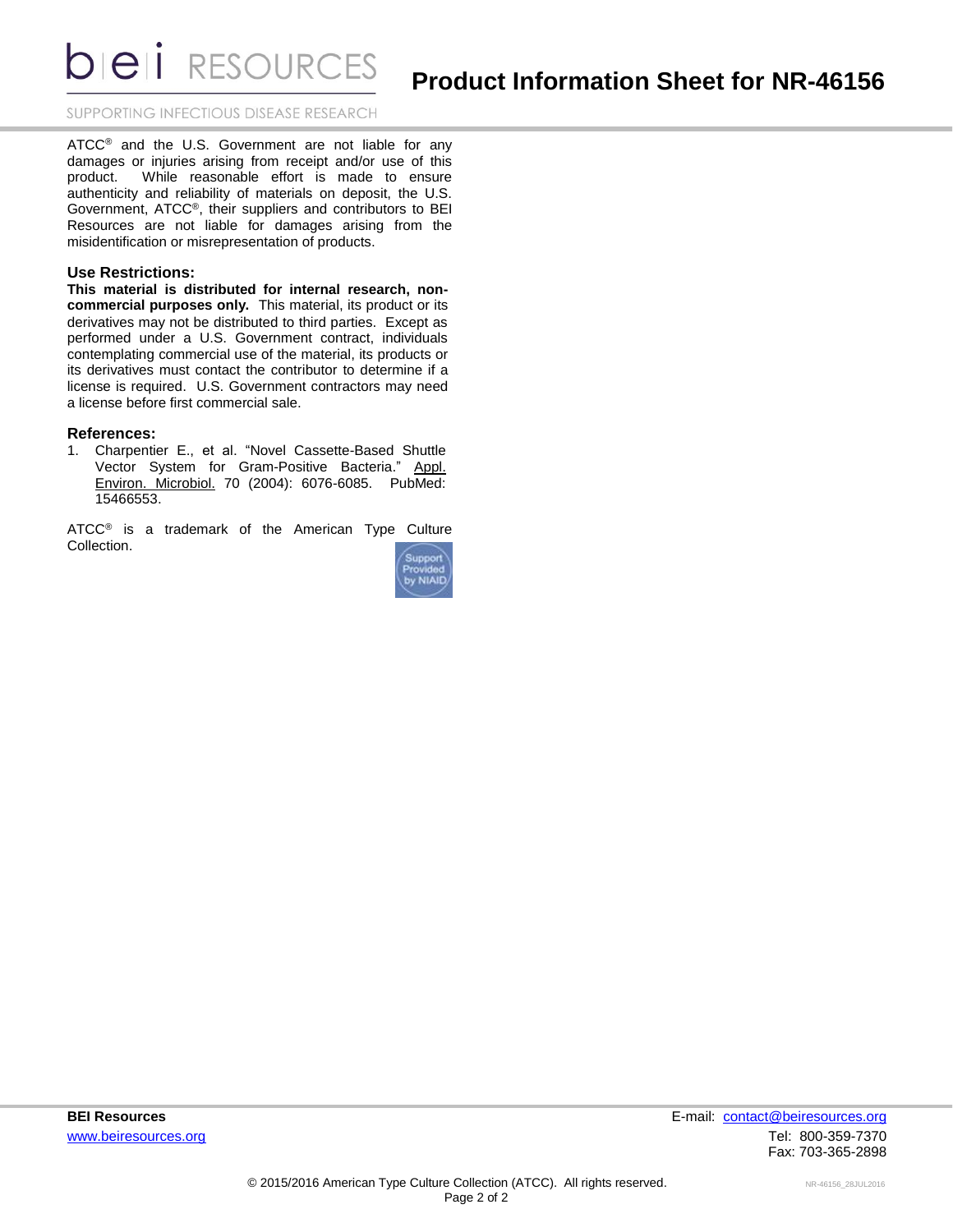ATCC® and the U.S. Government are not liable for any damages or injuries arising from receipt and/or use of this product. While reasonable effort is made to ensure authenticity and reliability of materials on deposit, the U.S. Government, ATCC®, their suppliers and contributors to BEI Resources are not liable for damages arising from the misidentification or misrepresentation of products.

### Use Restrictions:

**This material is distributed for internal research, non-commercial purposes only.** This material, its product or its derivatives may not be distributed to third parties. Except as performed under a U.S. Government contract, individuals contemplating commercial use of the material, its products or its derivatives must contact the contributor to determine if a license is required. U.S. Government contractors may need a license before first commercial sale.

### References:

1. Charpentier E., et al. "Novel Cassette-Based Shuttle Vector System for Gram-Positive Bacteria." Appl. Environ. Microbiol. 70 (2004): 6076-6085. PubMed: 15466553.

ATCC® is a trademark of the American Type Culture Collection.

**BEI Resources**
www.beiresources.org

E-mail: contact@beiresources.org
Tel: 800-359-7370
Fax: 703-365-2898

© 2015/2016 American Type Culture Collection (ATCC). All rights reserved.

NR-46156_28JUL2016